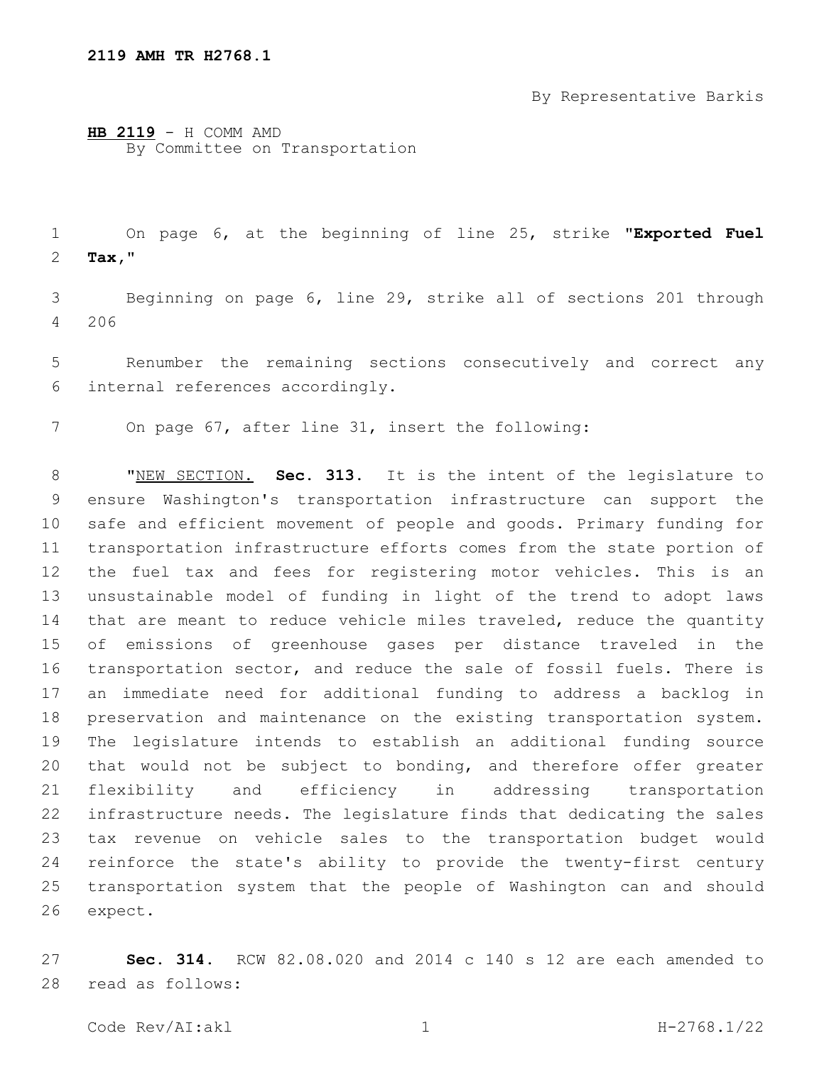**2119 AMH TR H2768.1**

By Representative Barkis

**HB 2119** - H COMM AMD
By Committee on Transportation

On page 6, at the beginning of line 25, strike "**Exported Fuel Tax,**"

Beginning on page 6, line 29, strike all of sections 201 through 206

Renumber the remaining sections consecutively and correct any internal references accordingly.

On page 67, after line 31, insert the following:

"NEW SECTION. **Sec. 313.** It is the intent of the legislature to ensure Washington's transportation infrastructure can support the safe and efficient movement of people and goods. Primary funding for transportation infrastructure efforts comes from the state portion of the fuel tax and fees for registering motor vehicles. This is an unsustainable model of funding in light of the trend to adopt laws that are meant to reduce vehicle miles traveled, reduce the quantity of emissions of greenhouse gases per distance traveled in the transportation sector, and reduce the sale of fossil fuels. There is an immediate need for additional funding to address a backlog in preservation and maintenance on the existing transportation system. The legislature intends to establish an additional funding source that would not be subject to bonding, and therefore offer greater flexibility and efficiency in addressing transportation infrastructure needs. The legislature finds that dedicating the sales tax revenue on vehicle sales to the transportation budget would reinforce the state's ability to provide the twenty-first century transportation system that the people of Washington can and should expect.

**Sec. 314.** RCW 82.08.020 and 2014 c 140 s 12 are each amended to read as follows: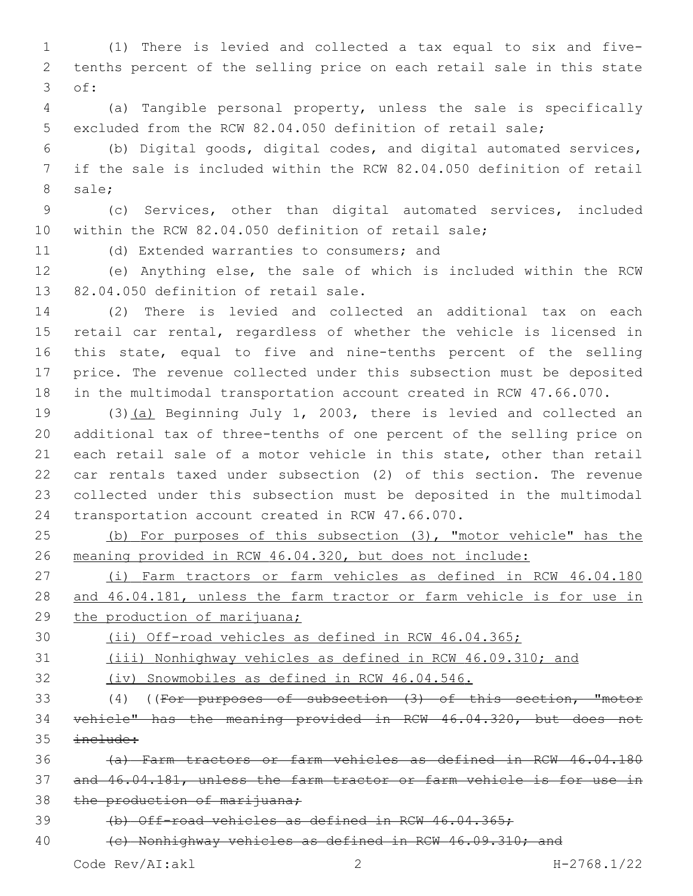(1) There is levied and collected a tax equal to six and five-tenths percent of the selling price on each retail sale in this state of:

(a) Tangible personal property, unless the sale is specifically excluded from the RCW 82.04.050 definition of retail sale;

(b) Digital goods, digital codes, and digital automated services, if the sale is included within the RCW 82.04.050 definition of retail sale;

(c) Services, other than digital automated services, included within the RCW 82.04.050 definition of retail sale;

(d) Extended warranties to consumers; and

(e) Anything else, the sale of which is included within the RCW 82.04.050 definition of retail sale.

(2) There is levied and collected an additional tax on each retail car rental, regardless of whether the vehicle is licensed in this state, equal to five and nine-tenths percent of the selling price. The revenue collected under this subsection must be deposited in the multimodal transportation account created in RCW 47.66.070.

(3)<u>(a)</u> Beginning July 1, 2003, there is levied and collected an additional tax of three-tenths of one percent of the selling price on each retail sale of a motor vehicle in this state, other than retail car rentals taxed under subsection (2) of this section. The revenue collected under this subsection must be deposited in the multimodal transportation account created in RCW 47.66.070.

<u>(b) For purposes of this subsection (3), "motor vehicle" has the meaning provided in RCW 46.04.320, but does not include:</u>

<u>(i) Farm tractors or farm vehicles as defined in RCW 46.04.180 and 46.04.181, unless the farm tractor or farm vehicle is for use in the production of marijuana;</u>

<u>(ii) Off-road vehicles as defined in RCW 46.04.365;</u>

<u>(iii) Nonhighway vehicles as defined in RCW 46.09.310; and</u>

<u>(iv) Snowmobiles as defined in RCW 46.04.546.</u>

(4) ((~~For purposes of subsection (3) of this section, "motor vehicle" has the meaning provided in RCW 46.04.320, but does not include:~~

~~(a) Farm tractors or farm vehicles as defined in RCW 46.04.180 and 46.04.181, unless the farm tractor or farm vehicle is for use in the production of marijuana;~~

~~(b) Off-road vehicles as defined in RCW 46.04.365;~~

~~(c) Nonhighway vehicles as defined in RCW 46.09.310; and~~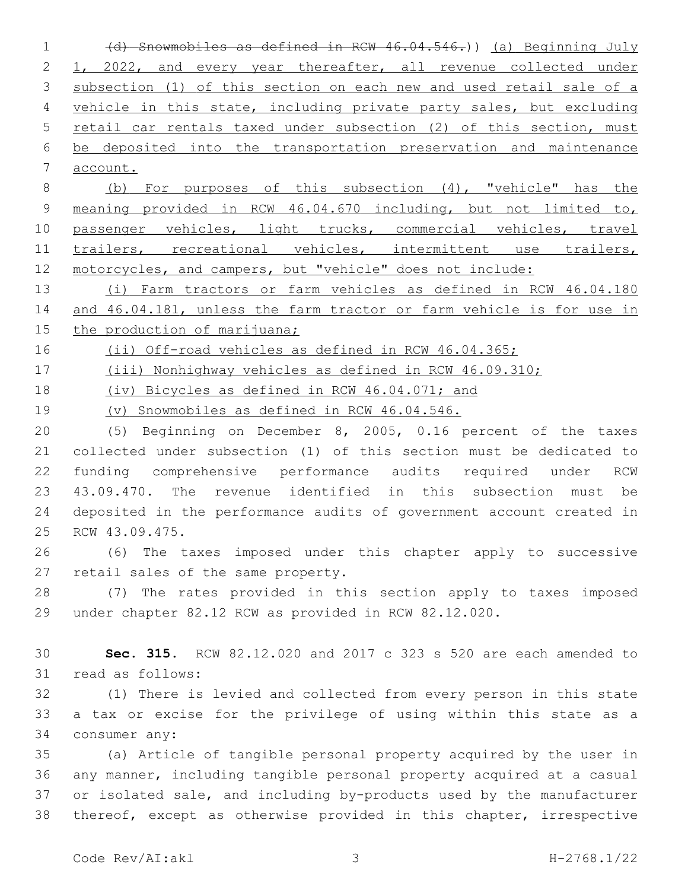~~(d) Snowmobiles as defined in RCW 46.04.546.~~)) <u>(a) Beginning July 1, 2022, and every year thereafter, all revenue collected under subsection (1) of this section on each new and used retail sale of a vehicle in this state, including private party sales, but excluding retail car rentals taxed under subsection (2) of this section, must be deposited into the transportation preservation and maintenance account.</u>

<u>(b) For purposes of this subsection (4), "vehicle" has the meaning provided in RCW 46.04.670 including, but not limited to, passenger vehicles, light trucks, commercial vehicles, travel trailers, recreational vehicles, intermittent use trailers, motorcycles, and campers, but "vehicle" does not include:</u>

<u>(i) Farm tractors or farm vehicles as defined in RCW 46.04.180 and 46.04.181, unless the farm tractor or farm vehicle is for use in the production of marijuana;</u>

<u>(ii) Off-road vehicles as defined in RCW 46.04.365;</u>

<u>(iii) Nonhighway vehicles as defined in RCW 46.09.310;</u>

<u>(iv) Bicycles as defined in RCW 46.04.071; and</u>

<u>(v) Snowmobiles as defined in RCW 46.04.546.</u>

(5) Beginning on December 8, 2005, 0.16 percent of the taxes collected under subsection (1) of this section must be dedicated to funding comprehensive performance audits required under RCW 43.09.470. The revenue identified in this subsection must be deposited in the performance audits of government account created in RCW 43.09.475.

(6) The taxes imposed under this chapter apply to successive retail sales of the same property.

(7) The rates provided in this section apply to taxes imposed under chapter 82.12 RCW as provided in RCW 82.12.020.

**Sec. 315.** RCW 82.12.020 and 2017 c 323 s 520 are each amended to read as follows:

(1) There is levied and collected from every person in this state a tax or excise for the privilege of using within this state as a consumer any:

(a) Article of tangible personal property acquired by the user in any manner, including tangible personal property acquired at a casual or isolated sale, and including by-products used by the manufacturer thereof, except as otherwise provided in this chapter, irrespective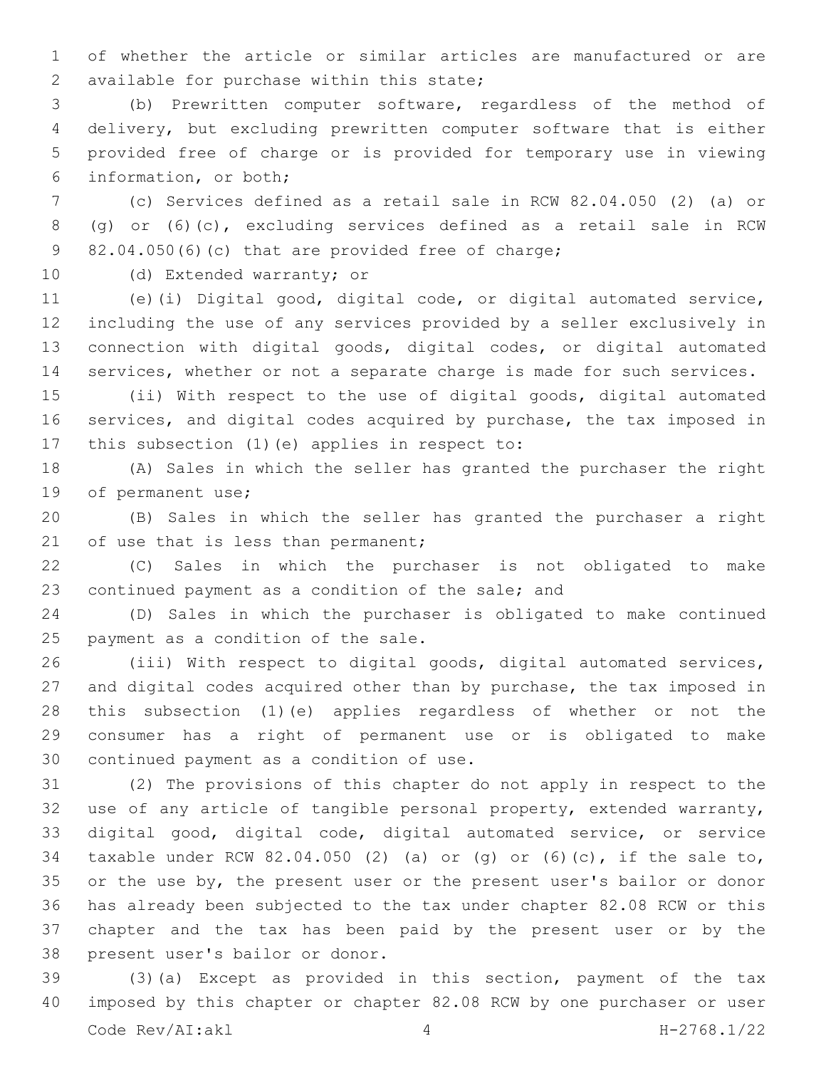of whether the article or similar articles are manufactured or are available for purchase within this state;

(b) Prewritten computer software, regardless of the method of delivery, but excluding prewritten computer software that is either provided free of charge or is provided for temporary use in viewing information, or both;

(c) Services defined as a retail sale in RCW 82.04.050 (2) (a) or (g) or (6)(c), excluding services defined as a retail sale in RCW 82.04.050(6)(c) that are provided free of charge;

(d) Extended warranty; or

(e)(i) Digital good, digital code, or digital automated service, including the use of any services provided by a seller exclusively in connection with digital goods, digital codes, or digital automated services, whether or not a separate charge is made for such services.

(ii) With respect to the use of digital goods, digital automated services, and digital codes acquired by purchase, the tax imposed in this subsection (1)(e) applies in respect to:

(A) Sales in which the seller has granted the purchaser the right of permanent use;

(B) Sales in which the seller has granted the purchaser a right of use that is less than permanent;

(C) Sales in which the purchaser is not obligated to make continued payment as a condition of the sale; and

(D) Sales in which the purchaser is obligated to make continued payment as a condition of the sale.

(iii) With respect to digital goods, digital automated services, and digital codes acquired other than by purchase, the tax imposed in this subsection (1)(e) applies regardless of whether or not the consumer has a right of permanent use or is obligated to make continued payment as a condition of use.

(2) The provisions of this chapter do not apply in respect to the use of any article of tangible personal property, extended warranty, digital good, digital code, digital automated service, or service taxable under RCW 82.04.050 (2) (a) or (g) or (6)(c), if the sale to, or the use by, the present user or the present user's bailor or donor has already been subjected to the tax under chapter 82.08 RCW or this chapter and the tax has been paid by the present user or by the present user's bailor or donor.

(3)(a) Except as provided in this section, payment of the tax imposed by this chapter or chapter 82.08 RCW by one purchaser or user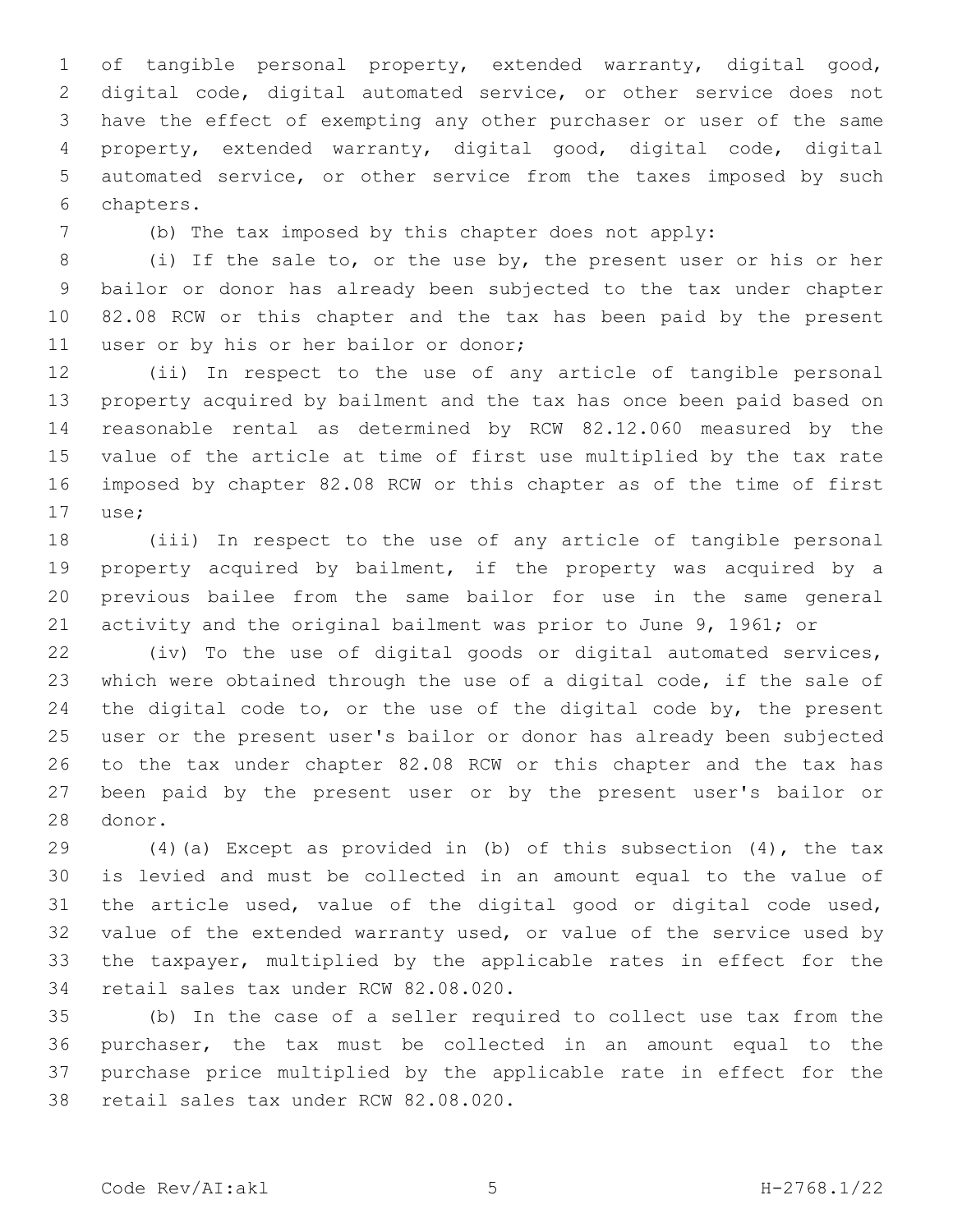of tangible personal property, extended warranty, digital good, digital code, digital automated service, or other service does not have the effect of exempting any other purchaser or user of the same property, extended warranty, digital good, digital code, digital automated service, or other service from the taxes imposed by such chapters.

(b) The tax imposed by this chapter does not apply:

(i) If the sale to, or the use by, the present user or his or her bailor or donor has already been subjected to the tax under chapter 82.08 RCW or this chapter and the tax has been paid by the present user or by his or her bailor or donor;

(ii) In respect to the use of any article of tangible personal property acquired by bailment and the tax has once been paid based on reasonable rental as determined by RCW 82.12.060 measured by the value of the article at time of first use multiplied by the tax rate imposed by chapter 82.08 RCW or this chapter as of the time of first use;

(iii) In respect to the use of any article of tangible personal property acquired by bailment, if the property was acquired by a previous bailee from the same bailor for use in the same general activity and the original bailment was prior to June 9, 1961; or

(iv) To the use of digital goods or digital automated services, which were obtained through the use of a digital code, if the sale of the digital code to, or the use of the digital code by, the present user or the present user's bailor or donor has already been subjected to the tax under chapter 82.08 RCW or this chapter and the tax has been paid by the present user or by the present user's bailor or donor.

(4)(a) Except as provided in (b) of this subsection (4), the tax is levied and must be collected in an amount equal to the value of the article used, value of the digital good or digital code used, value of the extended warranty used, or value of the service used by the taxpayer, multiplied by the applicable rates in effect for the retail sales tax under RCW 82.08.020.

(b) In the case of a seller required to collect use tax from the purchaser, the tax must be collected in an amount equal to the purchase price multiplied by the applicable rate in effect for the retail sales tax under RCW 82.08.020.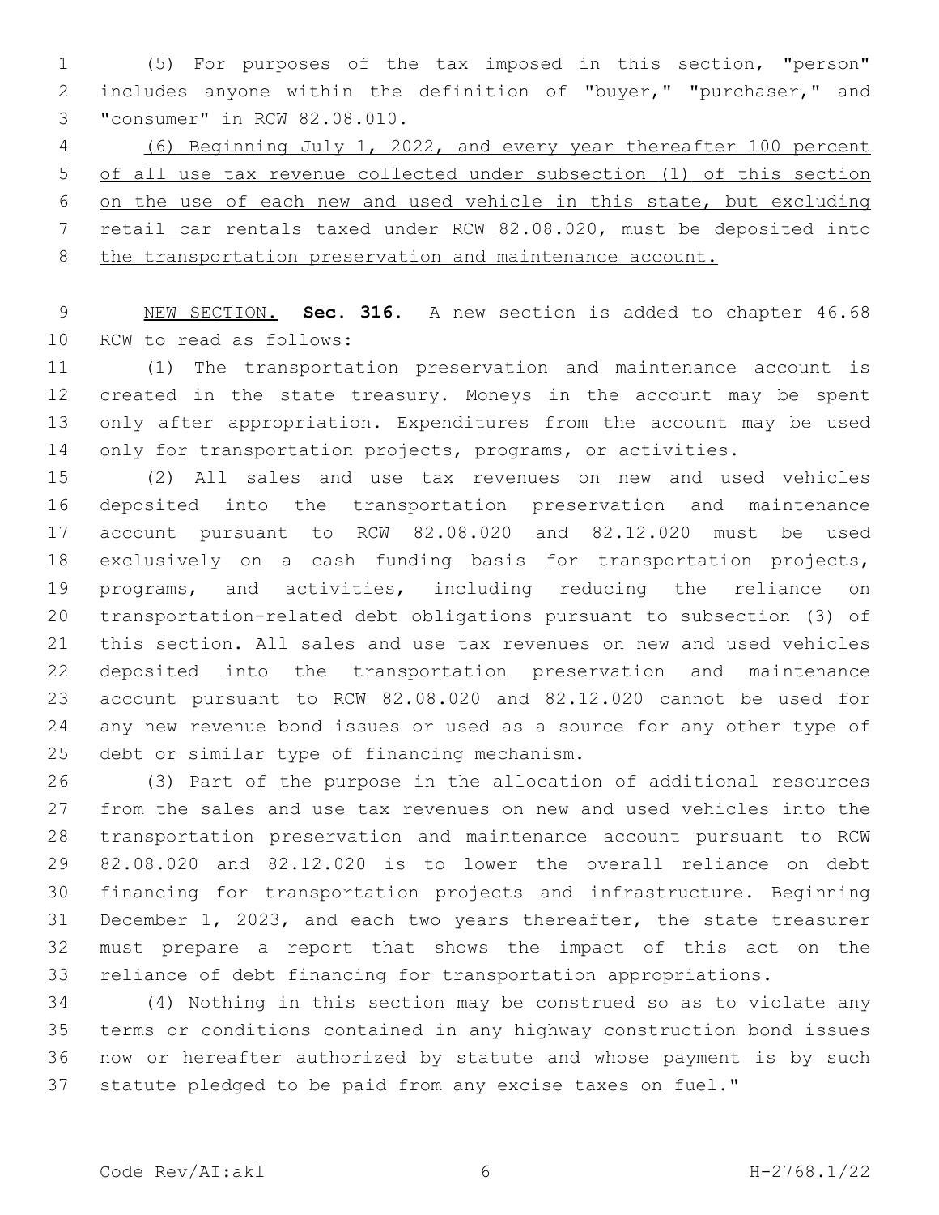(5) For purposes of the tax imposed in this section, "person" includes anyone within the definition of "buyer," "purchaser," and "consumer" in RCW 82.08.010.

<u>(6) Beginning July 1, 2022, and every year thereafter 100 percent of all use tax revenue collected under subsection (1) of this section on the use of each new and used vehicle in this state, but excluding retail car rentals taxed under RCW 82.08.020, must be deposited into the transportation preservation and maintenance account.</u>

<u>NEW SECTION.</u> **Sec. 316.** A new section is added to chapter 46.68 RCW to read as follows:

(1) The transportation preservation and maintenance account is created in the state treasury. Moneys in the account may be spent only after appropriation. Expenditures from the account may be used only for transportation projects, programs, or activities.

(2) All sales and use tax revenues on new and used vehicles deposited into the transportation preservation and maintenance account pursuant to RCW 82.08.020 and 82.12.020 must be used exclusively on a cash funding basis for transportation projects, programs, and activities, including reducing the reliance on transportation-related debt obligations pursuant to subsection (3) of this section. All sales and use tax revenues on new and used vehicles deposited into the transportation preservation and maintenance account pursuant to RCW 82.08.020 and 82.12.020 cannot be used for any new revenue bond issues or used as a source for any other type of debt or similar type of financing mechanism.

(3) Part of the purpose in the allocation of additional resources from the sales and use tax revenues on new and used vehicles into the transportation preservation and maintenance account pursuant to RCW 82.08.020 and 82.12.020 is to lower the overall reliance on debt financing for transportation projects and infrastructure. Beginning December 1, 2023, and each two years thereafter, the state treasurer must prepare a report that shows the impact of this act on the reliance of debt financing for transportation appropriations.

(4) Nothing in this section may be construed so as to violate any terms or conditions contained in any highway construction bond issues now or hereafter authorized by statute and whose payment is by such statute pledged to be paid from any excise taxes on fuel."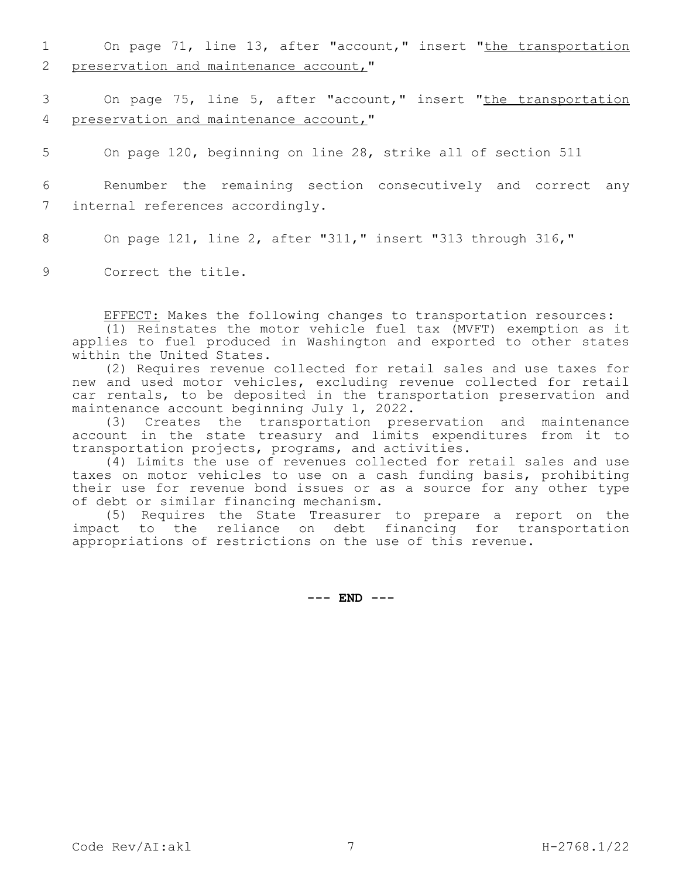On page 71, line 13, after "account," insert "<u>the transportation preservation and maintenance account,</u>"

On page 75, line 5, after "account," insert "<u>the transportation preservation and maintenance account,</u>"

On page 120, beginning on line 28, strike all of section 511

Renumber the remaining section consecutively and correct any internal references accordingly.

On page 121, line 2, after "311," insert "313 through 316,"

Correct the title.

<u>EFFECT:</u> Makes the following changes to transportation resources:

(1) Reinstates the motor vehicle fuel tax (MVFT) exemption as it applies to fuel produced in Washington and exported to other states within the United States.

(2) Requires revenue collected for retail sales and use taxes for new and used motor vehicles, excluding revenue collected for retail car rentals, to be deposited in the transportation preservation and maintenance account beginning July 1, 2022.

(3) Creates the transportation preservation and maintenance account in the state treasury and limits expenditures from it to transportation projects, programs, and activities.

(4) Limits the use of revenues collected for retail sales and use taxes on motor vehicles to use on a cash funding basis, prohibiting their use for revenue bond issues or as a source for any other type of debt or similar financing mechanism.

(5) Requires the State Treasurer to prepare a report on the impact to the reliance on debt financing for transportation appropriations of restrictions on the use of this revenue.

**--- END ---**